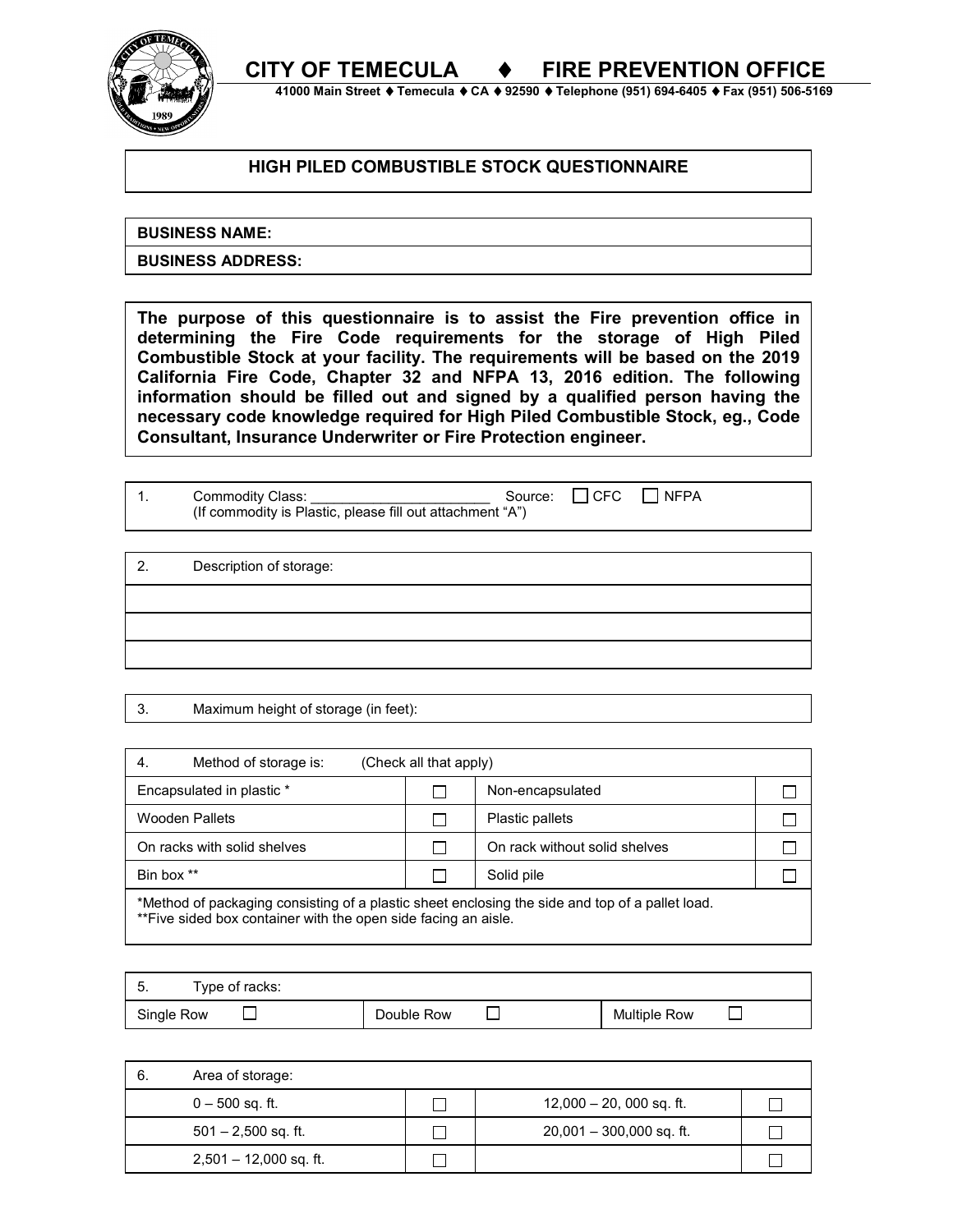# CITY OF TEMECULA ♦ FIRE PREVENTION OFFICE

**41000 Main Street ♦ Temecula ♦ CA ♦ 92590 ♦ Telephone (951) 694-6405 ♦ Fax (951) 506-5169**

## HIGH PILED COMBUSTIBLE STOCK QUESTIONNAIRE

**BUSINESS NAME:**

**BUSINESS ADDRESS:**

**The purpose of this questionnaire is to assist the Fire prevention office in determining the Fire Code requirements for the storage of High Piled Combustible Stock at your facility. The requirements will be based on the 2019 California Fire Code, Chapter 32 and NFPA 13, 2016 edition. The following information should be filled out and signed by a qualified person having the necessary code knowledge required for High Piled Combustible Stock, eg., Code Consultant, Insurance Underwriter or Fire Protection engineer.**

1. Commodity Class: ______________________ Source: ☐ CFC ☐ NFPA
   (If commodity is Plastic, please fill out attachment "A")

2. Description of storage:

3. Maximum height of storage (in feet):

| 4. Method of storage is: (Check all that apply) | | | |
|---|---|---|---|
| Encapsulated in plastic * | ☐ | Non-encapsulated | ☐ |
| Wooden Pallets | ☐ | Plastic pallets | ☐ |
| On racks with solid shelves | ☐ | On rack without solid shelves | ☐ |
| Bin box ** | ☐ | Solid pile | ☐ |

*Method of packaging consisting of a plastic sheet enclosing the side and top of a pallet load.
**Five sided box container with the open side facing an aisle.

| 5. Type of racks: | | |
|---|---|---|
| Single Row ☐ | Double Row ☐ | Multiple Row ☐ |

| 6. Area of storage: | | | |
|---|---|---|---|
| 0 – 500 sq. ft. | ☐ | 12,000 – 20, 000 sq. ft. | ☐ |
| 501 – 2,500 sq. ft. | ☐ | 20,001 – 300,000 sq. ft. | ☐ |
| 2,501 – 12,000 sq. ft. | ☐ | | ☐ |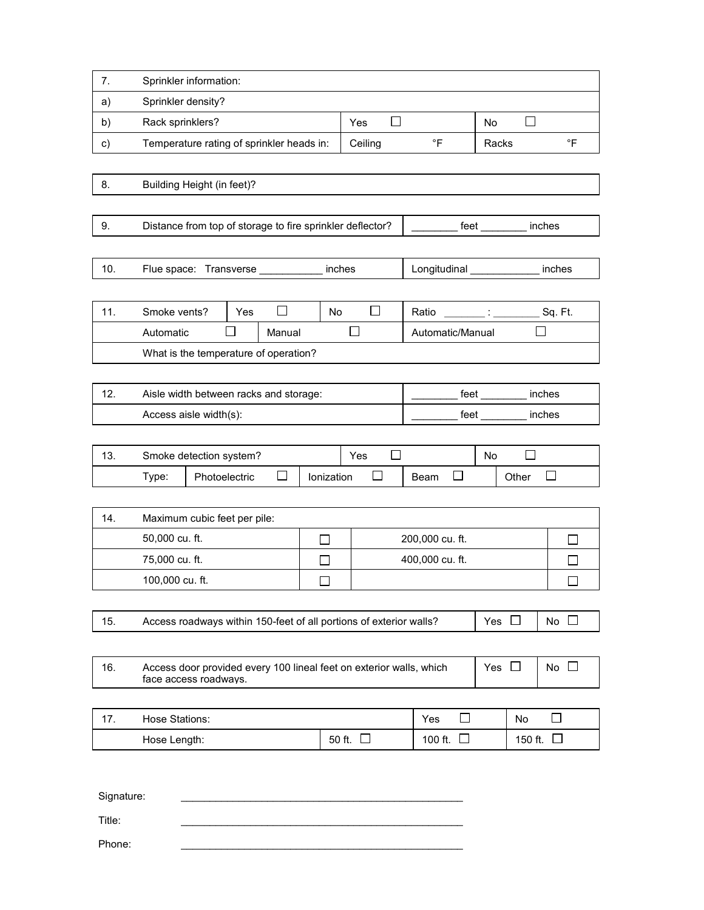| 7. | Sprinkler information: | | |
|---|---|---|---|
| a) | Sprinkler density? | | |
| b) | Rack sprinklers? | Yes ☐ | No ☐ |
| c) | Temperature rating of sprinkler heads in: | Ceiling °F | Racks °F |

| 8. | Building Height (in feet)? |
|---|---|

| 9. | Distance from top of storage to fire sprinkler deflector? | ________ feet ________ inches |
|---|---|---|

| 10. | Flue space: Transverse ___________ inches | Longitudinal ____________ inches |
|---|---|---|

| 11. | Smoke vents? | Yes ☐ | No ☐ | Ratio _______ : ________ Sq. Ft. |
|---|---|---|---|---|
| | Automatic ☐ | Manual ☐ | | Automatic/Manual ☐ |
| | What is the temperature of operation? | | | |

| 12. | Aisle width between racks and storage: | ________ feet ________ inches |
|---|---|---|
| | Access aisle width(s): | ________ feet ________ inches |

| 13. | Smoke detection system? | | Yes ☐ | | No ☐ |
|---|---|---|---|---|---|
| | Type: | Photoelectric ☐ | Ionization ☐ | Beam ☐ | Other ☐ |

| 14. | Maximum cubic feet per pile: | | | |
|---|---|---|---|---|
| | 50,000 cu. ft. | ☐ | 200,000 cu. ft. | ☐ |
| | 75,000 cu. ft. | ☐ | 400,000 cu. ft. | ☐ |
| | 100,000 cu. ft. | ☐ | | ☐ |

| 15. | Access roadways within 150-feet of all portions of exterior walls? | Yes ☐ | No ☐ |
|---|---|---|---|

| 16. | Access door provided every 100 lineal feet on exterior walls, which face access roadways. | Yes ☐ | No ☐ |
|---|---|---|---|

| 17. | Hose Stations: | | Yes ☐ | No ☐ |
|---|---|---|---|---|
| | Hose Length: | 50 ft. ☐ | 100 ft. ☐ | 150 ft. ☐ |

Signature: ______________________________________________

Title: ______________________________________________

Phone: ______________________________________________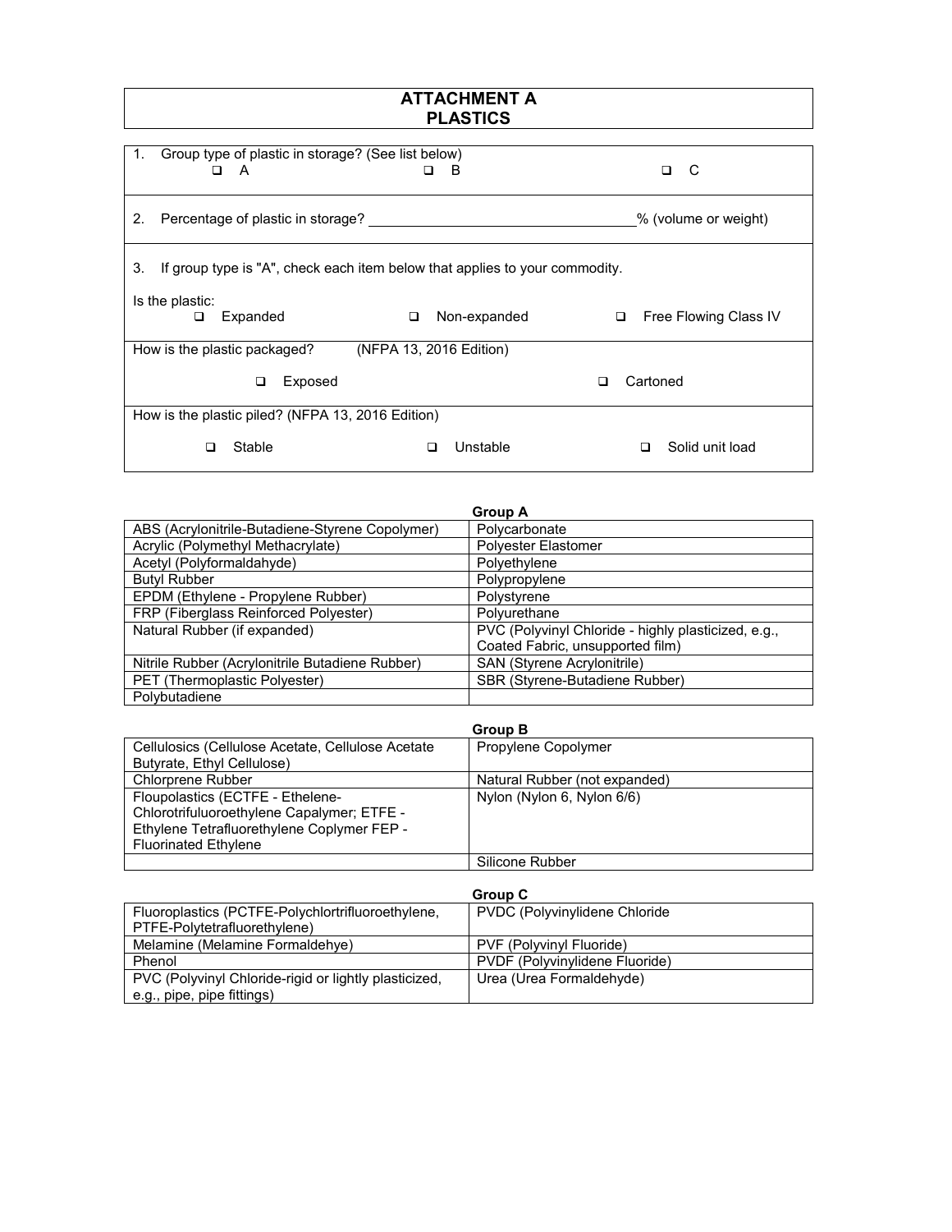# ATTACHMENT A
# PLASTICS

1. Group type of plastic in storage? (See list below)

   ❑ A ❑ B ❑ C

2. Percentage of plastic in storage? ________________________________% (volume or weight)

3. If group type is "A", check each item below that applies to your commodity.

Is the plastic:

❑ Expanded ❑ Non-expanded ❑ Free Flowing Class IV

How is the plastic packaged? (NFPA 13, 2016 Edition)

❑ Exposed ❑ Cartoned

How is the plastic piled? (NFPA 13, 2016 Edition)

❑ Stable ❑ Unstable ❑ Solid unit load

**Group A**

| | |
|---|---|
| ABS (Acrylonitrile-Butadiene-Styrene Copolymer) | Polycarbonate |
| Acrylic (Polymethyl Methacrylate) | Polyester Elastomer |
| Acetyl (Polyformaldahyde) | Polyethylene |
| Butyl Rubber | Polypropylene |
| EPDM (Ethylene - Propylene Rubber) | Polystyrene |
| FRP (Fiberglass Reinforced Polyester) | Polyurethane |
| Natural Rubber (if expanded) | PVC (Polyvinyl Chloride - highly plasticized, e.g., Coated Fabric, unsupported film) |
| Nitrile Rubber (Acrylonitrile Butadiene Rubber) | SAN (Styrene Acrylonitrile) |
| PET (Thermoplastic Polyester) | SBR (Styrene-Butadiene Rubber) |
| Polybutadiene | |

**Group B**

| | |
|---|---|
| Cellulosics (Cellulose Acetate, Cellulose Acetate Butyrate, Ethyl Cellulose) | Propylene Copolymer |
| Chlorprene Rubber | Natural Rubber (not expanded) |
| Floupolastics (ECTFE - Ethelene-Chlorotrifuluoroethylene Capalymer; ETFE - Ethylene Tetrafluorethylene Coplymer FEP - Fluorinated Ethylene | Nylon (Nylon 6, Nylon 6/6) |
| | Silicone Rubber |

**Group C**

| | |
|---|---|
| Fluoroplastics (PCTFE-Polychlortrifluoroethylene, PTFE-Polytetrafluorethylene) | PVDC (Polyvinylidene Chloride |
| Melamine (Melamine Formaldehye) | PVF (Polyvinyl Fluoride) |
| Phenol | PVDF (Polyvinylidene Fluoride) |
| PVC (Polyvinyl Chloride-rigid or lightly plasticized, e.g., pipe, pipe fittings) | Urea (Urea Formaldehyde) |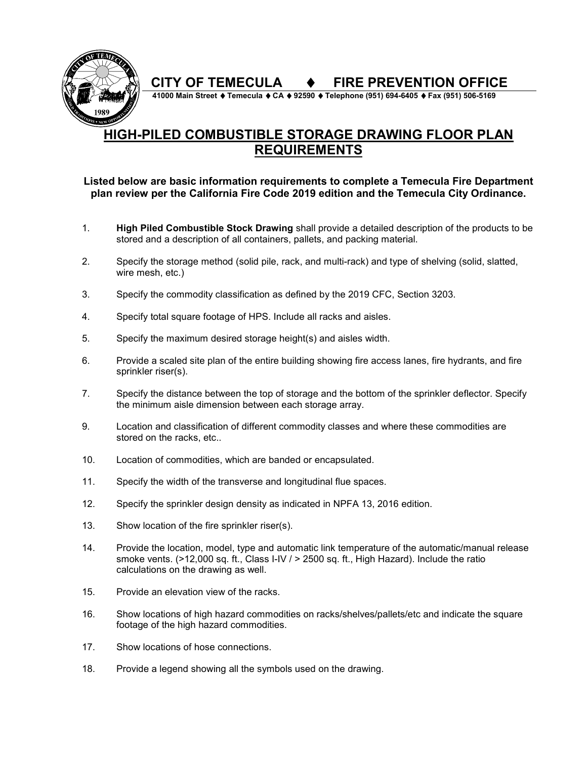# CITY OF TEMECULA ♦ FIRE PREVENTION OFFICE

**41000 Main Street ♦ Temecula ♦ CA ♦ 92590 ♦ Telephone (951) 694-6405 ♦ Fax (951) 506-5169**

## HIGH-PILED COMBUSTIBLE STORAGE DRAWING FLOOR PLAN REQUIREMENTS

**Listed below are basic information requirements to complete a Temecula Fire Department plan review per the California Fire Code 2019 edition and the Temecula City Ordinance.**

1. **High Piled Combustible Stock Drawing** shall provide a detailed description of the products to be stored and a description of all containers, pallets, and packing material.

2. Specify the storage method (solid pile, rack, and multi-rack) and type of shelving (solid, slatted, wire mesh, etc.)

3. Specify the commodity classification as defined by the 2019 CFC, Section 3203.

4. Specify total square footage of HPS. Include all racks and aisles.

5. Specify the maximum desired storage height(s) and aisles width.

6. Provide a scaled site plan of the entire building showing fire access lanes, fire hydrants, and fire sprinkler riser(s).

7. Specify the distance between the top of storage and the bottom of the sprinkler deflector. Specify the minimum aisle dimension between each storage array.

9. Location and classification of different commodity classes and where these commodities are stored on the racks, etc..

10. Location of commodities, which are banded or encapsulated.

11. Specify the width of the transverse and longitudinal flue spaces.

12. Specify the sprinkler design density as indicated in NPFA 13, 2016 edition.

13. Show location of the fire sprinkler riser(s).

14. Provide the location, model, type and automatic link temperature of the automatic/manual release smoke vents. (>12,000 sq. ft., Class I-IV / > 2500 sq. ft., High Hazard). Include the ratio calculations on the drawing as well.

15. Provide an elevation view of the racks.

16. Show locations of high hazard commodities on racks/shelves/pallets/etc and indicate the square footage of the high hazard commodities.

17. Show locations of hose connections.

18. Provide a legend showing all the symbols used on the drawing.